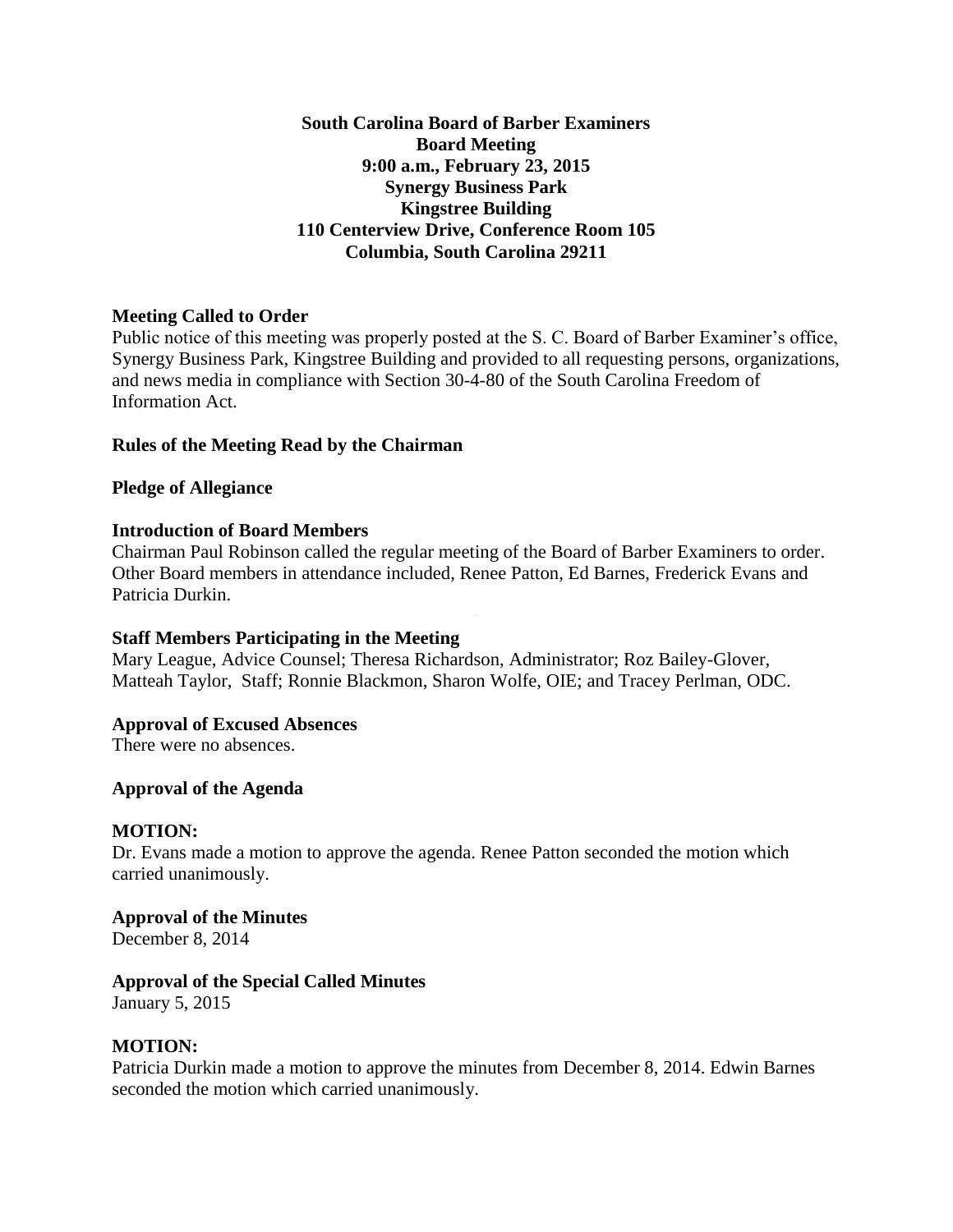**South Carolina Board of Barber Examiners**
**Board Meeting**
**9:00 a.m., February 23, 2015**
**Synergy Business Park**
**Kingstree Building**
**110 Centerview Drive, Conference Room 105**
**Columbia, South Carolina 29211**

**Meeting Called to Order**

Public notice of this meeting was properly posted at the S. C. Board of Barber Examiner's office, Synergy Business Park, Kingstree Building and provided to all requesting persons, organizations, and news media in compliance with Section 30-4-80 of the South Carolina Freedom of Information Act.

**Rules of the Meeting Read by the Chairman**

**Pledge of Allegiance**

**Introduction of Board Members**

Chairman Paul Robinson called the regular meeting of the Board of Barber Examiners to order. Other Board members in attendance included, Renee Patton, Ed Barnes, Frederick Evans and Patricia Durkin.

**Staff Members Participating in the Meeting**

Mary League, Advice Counsel; Theresa Richardson, Administrator; Roz Bailey-Glover, Matteah Taylor, Staff; Ronnie Blackmon, Sharon Wolfe, OIE; and Tracey Perlman, ODC.

**Approval of Excused Absences**

There were no absences.

**Approval of the Agenda**

**MOTION:**

Dr. Evans made a motion to approve the agenda. Renee Patton seconded the motion which carried unanimously.

**Approval of the Minutes**

December 8, 2014

**Approval of the Special Called Minutes**

January 5, 2015

**MOTION:**

Patricia Durkin made a motion to approve the minutes from December 8, 2014. Edwin Barnes seconded the motion which carried unanimously.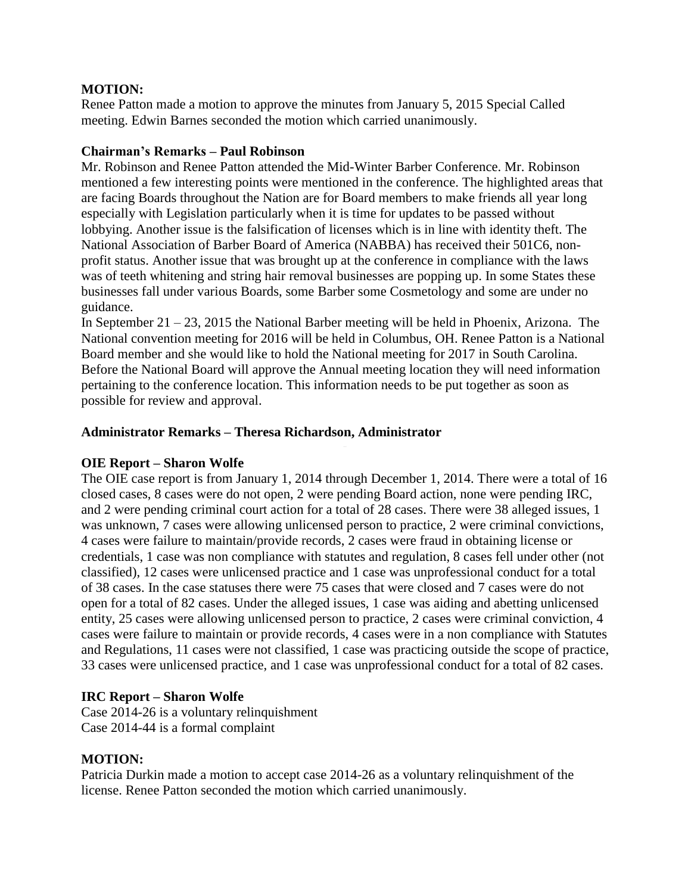**MOTION:**
Renee Patton made a motion to approve the minutes from January 5, 2015 Special Called meeting. Edwin Barnes seconded the motion which carried unanimously.

**Chairman's Remarks – Paul Robinson**
Mr. Robinson and Renee Patton attended the Mid-Winter Barber Conference. Mr. Robinson mentioned a few interesting points were mentioned in the conference. The highlighted areas that are facing Boards throughout the Nation are for Board members to make friends all year long especially with Legislation particularly when it is time for updates to be passed without lobbying. Another issue is the falsification of licenses which is in line with identity theft. The National Association of Barber Board of America (NABBA) has received their 501C6, non-profit status. Another issue that was brought up at the conference in compliance with the laws was of teeth whitening and string hair removal businesses are popping up. In some States these businesses fall under various Boards, some Barber some Cosmetology and some are under no guidance.
In September 21 – 23, 2015 the National Barber meeting will be held in Phoenix, Arizona. The National convention meeting for 2016 will be held in Columbus, OH. Renee Patton is a National Board member and she would like to hold the National meeting for 2017 in South Carolina. Before the National Board will approve the Annual meeting location they will need information pertaining to the conference location. This information needs to be put together as soon as possible for review and approval.

**Administrator Remarks – Theresa Richardson, Administrator**

**OIE Report – Sharon Wolfe**
The OIE case report is from January 1, 2014 through December 1, 2014. There were a total of 16 closed cases, 8 cases were do not open, 2 were pending Board action, none were pending IRC, and 2 were pending criminal court action for a total of 28 cases. There were 38 alleged issues, 1 was unknown, 7 cases were allowing unlicensed person to practice, 2 were criminal convictions, 4 cases were failure to maintain/provide records, 2 cases were fraud in obtaining license or credentials, 1 case was non compliance with statutes and regulation, 8 cases fell under other (not classified), 12 cases were unlicensed practice and 1 case was unprofessional conduct for a total of 38 cases. In the case statuses there were 75 cases that were closed and 7 cases were do not open for a total of 82 cases. Under the alleged issues, 1 case was aiding and abetting unlicensed entity, 25 cases were allowing unlicensed person to practice, 2 cases were criminal conviction, 4 cases were failure to maintain or provide records, 4 cases were in a non compliance with Statutes and Regulations, 11 cases were not classified, 1 case was practicing outside the scope of practice, 33 cases were unlicensed practice, and 1 case was unprofessional conduct for a total of 82 cases.

**IRC Report – Sharon Wolfe**
Case 2014-26 is a voluntary relinquishment
Case 2014-44 is a formal complaint

**MOTION:**
Patricia Durkin made a motion to accept case 2014-26 as a voluntary relinquishment of the license. Renee Patton seconded the motion which carried unanimously.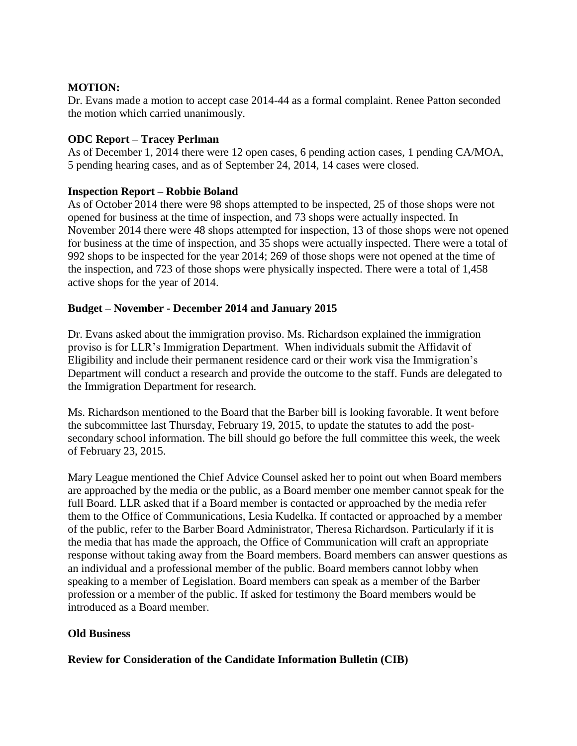**MOTION:**
Dr. Evans made a motion to accept case 2014-44 as a formal complaint. Renee Patton seconded the motion which carried unanimously.

**ODC Report – Tracey Perlman**
As of December 1, 2014 there were 12 open cases, 6 pending action cases, 1 pending CA/MOA, 5 pending hearing cases, and as of September 24, 2014, 14 cases were closed.

**Inspection Report – Robbie Boland**
As of October 2014 there were 98 shops attempted to be inspected, 25 of those shops were not opened for business at the time of inspection, and 73 shops were actually inspected. In November 2014 there were 48 shops attempted for inspection, 13 of those shops were not opened for business at the time of inspection, and 35 shops were actually inspected. There were a total of 992 shops to be inspected for the year 2014; 269 of those shops were not opened at the time of the inspection, and 723 of those shops were physically inspected. There were a total of 1,458 active shops for the year of 2014.

**Budget – November - December 2014 and January 2015**

Dr. Evans asked about the immigration proviso. Ms. Richardson explained the immigration proviso is for LLR's Immigration Department. When individuals submit the Affidavit of Eligibility and include their permanent residence card or their work visa the Immigration's Department will conduct a research and provide the outcome to the staff. Funds are delegated to the Immigration Department for research.

Ms. Richardson mentioned to the Board that the Barber bill is looking favorable. It went before the subcommittee last Thursday, February 19, 2015, to update the statutes to add the post-secondary school information. The bill should go before the full committee this week, the week of February 23, 2015.

Mary League mentioned the Chief Advice Counsel asked her to point out when Board members are approached by the media or the public, as a Board member one member cannot speak for the full Board. LLR asked that if a Board member is contacted or approached by the media refer them to the Office of Communications, Lesia Kudelka. If contacted or approached by a member of the public, refer to the Barber Board Administrator, Theresa Richardson. Particularly if it is the media that has made the approach, the Office of Communication will craft an appropriate response without taking away from the Board members. Board members can answer questions as an individual and a professional member of the public. Board members cannot lobby when speaking to a member of Legislation. Board members can speak as a member of the Barber profession or a member of the public. If asked for testimony the Board members would be introduced as a Board member.

**Old Business**

**Review for Consideration of the Candidate Information Bulletin (CIB)**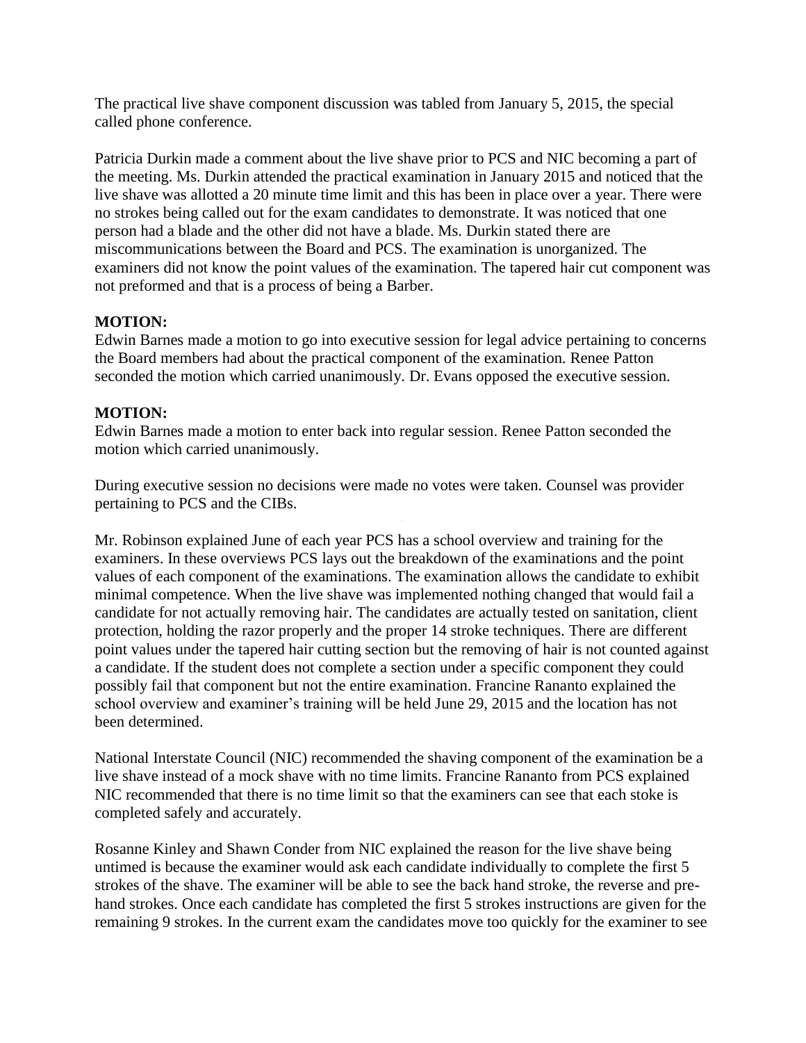The practical live shave component discussion was tabled from January 5, 2015, the special called phone conference.

Patricia Durkin made a comment about the live shave prior to PCS and NIC becoming a part of the meeting. Ms. Durkin attended the practical examination in January 2015 and noticed that the live shave was allotted a 20 minute time limit and this has been in place over a year. There were no strokes being called out for the exam candidates to demonstrate. It was noticed that one person had a blade and the other did not have a blade. Ms. Durkin stated there are miscommunications between the Board and PCS. The examination is unorganized. The examiners did not know the point values of the examination. The tapered hair cut component was not preformed and that is a process of being a Barber.

**MOTION:**
Edwin Barnes made a motion to go into executive session for legal advice pertaining to concerns the Board members had about the practical component of the examination. Renee Patton seconded the motion which carried unanimously. Dr. Evans opposed the executive session.

**MOTION:**
Edwin Barnes made a motion to enter back into regular session. Renee Patton seconded the motion which carried unanimously.

During executive session no decisions were made no votes were taken. Counsel was provider pertaining to PCS and the CIBs.

Mr. Robinson explained June of each year PCS has a school overview and training for the examiners. In these overviews PCS lays out the breakdown of the examinations and the point values of each component of the examinations. The examination allows the candidate to exhibit minimal competence. When the live shave was implemented nothing changed that would fail a candidate for not actually removing hair. The candidates are actually tested on sanitation, client protection, holding the razor properly and the proper 14 stroke techniques. There are different point values under the tapered hair cutting section but the removing of hair is not counted against a candidate. If the student does not complete a section under a specific component they could possibly fail that component but not the entire examination. Francine Rananto explained the school overview and examiner's training will be held June 29, 2015 and the location has not been determined.

National Interstate Council (NIC) recommended the shaving component of the examination be a live shave instead of a mock shave with no time limits. Francine Rananto from PCS explained NIC recommended that there is no time limit so that the examiners can see that each stoke is completed safely and accurately.

Rosanne Kinley and Shawn Conder from NIC explained the reason for the live shave being untimed is because the examiner would ask each candidate individually to complete the first 5 strokes of the shave. The examiner will be able to see the back hand stroke, the reverse and pre-hand strokes. Once each candidate has completed the first 5 strokes instructions are given for the remaining 9 strokes. In the current exam the candidates move too quickly for the examiner to see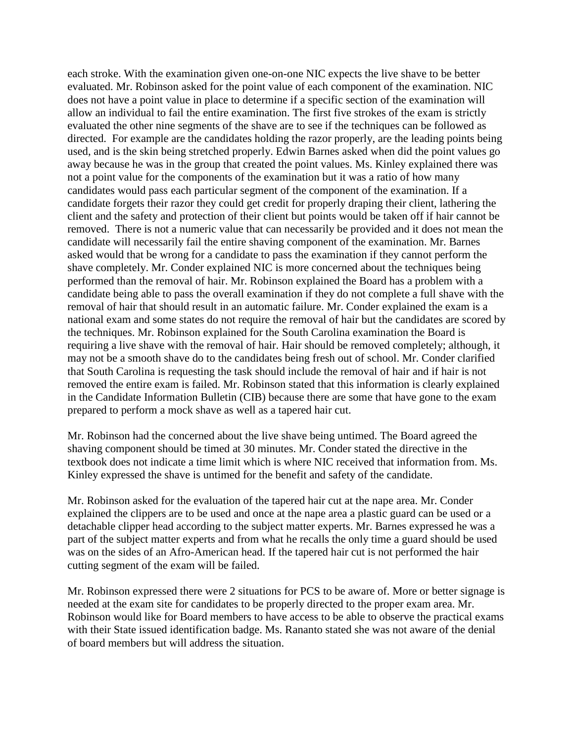each stroke. With the examination given one-on-one NIC expects the live shave to be better evaluated. Mr. Robinson asked for the point value of each component of the examination. NIC does not have a point value in place to determine if a specific section of the examination will allow an individual to fail the entire examination. The first five strokes of the exam is strictly evaluated the other nine segments of the shave are to see if the techniques can be followed as directed. For example are the candidates holding the razor properly, are the leading points being used, and is the skin being stretched properly. Edwin Barnes asked when did the point values go away because he was in the group that created the point values. Ms. Kinley explained there was not a point value for the components of the examination but it was a ratio of how many candidates would pass each particular segment of the component of the examination. If a candidate forgets their razor they could get credit for properly draping their client, lathering the client and the safety and protection of their client but points would be taken off if hair cannot be removed. There is not a numeric value that can necessarily be provided and it does not mean the candidate will necessarily fail the entire shaving component of the examination. Mr. Barnes asked would that be wrong for a candidate to pass the examination if they cannot perform the shave completely. Mr. Conder explained NIC is more concerned about the techniques being performed than the removal of hair. Mr. Robinson explained the Board has a problem with a candidate being able to pass the overall examination if they do not complete a full shave with the removal of hair that should result in an automatic failure. Mr. Conder explained the exam is a national exam and some states do not require the removal of hair but the candidates are scored by the techniques. Mr. Robinson explained for the South Carolina examination the Board is requiring a live shave with the removal of hair. Hair should be removed completely; although, it may not be a smooth shave do to the candidates being fresh out of school. Mr. Conder clarified that South Carolina is requesting the task should include the removal of hair and if hair is not removed the entire exam is failed. Mr. Robinson stated that this information is clearly explained in the Candidate Information Bulletin (CIB) because there are some that have gone to the exam prepared to perform a mock shave as well as a tapered hair cut.

Mr. Robinson had the concerned about the live shave being untimed. The Board agreed the shaving component should be timed at 30 minutes. Mr. Conder stated the directive in the textbook does not indicate a time limit which is where NIC received that information from. Ms. Kinley expressed the shave is untimed for the benefit and safety of the candidate.

Mr. Robinson asked for the evaluation of the tapered hair cut at the nape area. Mr. Conder explained the clippers are to be used and once at the nape area a plastic guard can be used or a detachable clipper head according to the subject matter experts. Mr. Barnes expressed he was a part of the subject matter experts and from what he recalls the only time a guard should be used was on the sides of an Afro-American head. If the tapered hair cut is not performed the hair cutting segment of the exam will be failed.

Mr. Robinson expressed there were 2 situations for PCS to be aware of. More or better signage is needed at the exam site for candidates to be properly directed to the proper exam area. Mr. Robinson would like for Board members to have access to be able to observe the practical exams with their State issued identification badge. Ms. Rananto stated she was not aware of the denial of board members but will address the situation.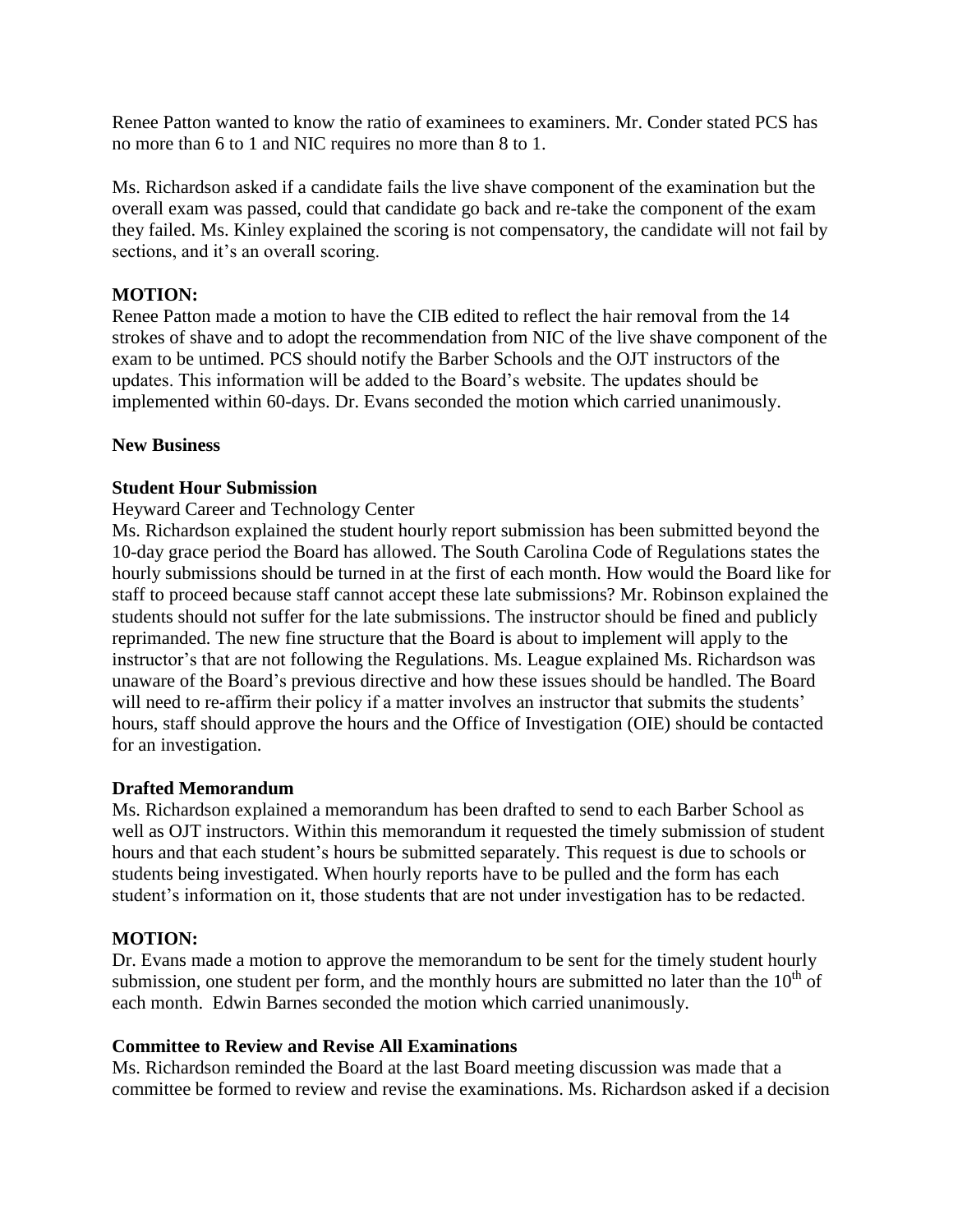Renee Patton wanted to know the ratio of examinees to examiners. Mr. Conder stated PCS has no more than 6 to 1 and NIC requires no more than 8 to 1.

Ms. Richardson asked if a candidate fails the live shave component of the examination but the overall exam was passed, could that candidate go back and re-take the component of the exam they failed. Ms. Kinley explained the scoring is not compensatory, the candidate will not fail by sections, and it's an overall scoring.

**MOTION:**
Renee Patton made a motion to have the CIB edited to reflect the hair removal from the 14 strokes of shave and to adopt the recommendation from NIC of the live shave component of the exam to be untimed. PCS should notify the Barber Schools and the OJT instructors of the updates. This information will be added to the Board's website. The updates should be implemented within 60-days. Dr. Evans seconded the motion which carried unanimously.

**New Business**

**Student Hour Submission**

Heyward Career and Technology Center

Ms. Richardson explained the student hourly report submission has been submitted beyond the 10-day grace period the Board has allowed. The South Carolina Code of Regulations states the hourly submissions should be turned in at the first of each month. How would the Board like for staff to proceed because staff cannot accept these late submissions? Mr. Robinson explained the students should not suffer for the late submissions. The instructor should be fined and publicly reprimanded. The new fine structure that the Board is about to implement will apply to the instructor's that are not following the Regulations. Ms. League explained Ms. Richardson was unaware of the Board's previous directive and how these issues should be handled. The Board will need to re-affirm their policy if a matter involves an instructor that submits the students' hours, staff should approve the hours and the Office of Investigation (OIE) should be contacted for an investigation.

**Drafted Memorandum**

Ms. Richardson explained a memorandum has been drafted to send to each Barber School as well as OJT instructors. Within this memorandum it requested the timely submission of student hours and that each student's hours be submitted separately. This request is due to schools or students being investigated. When hourly reports have to be pulled and the form has each student's information on it, those students that are not under investigation has to be redacted.

**MOTION:**
Dr. Evans made a motion to approve the memorandum to be sent for the timely student hourly submission, one student per form, and the monthly hours are submitted no later than the 10th of each month. Edwin Barnes seconded the motion which carried unanimously.

**Committee to Review and Revise All Examinations**

Ms. Richardson reminded the Board at the last Board meeting discussion was made that a committee be formed to review and revise the examinations. Ms. Richardson asked if a decision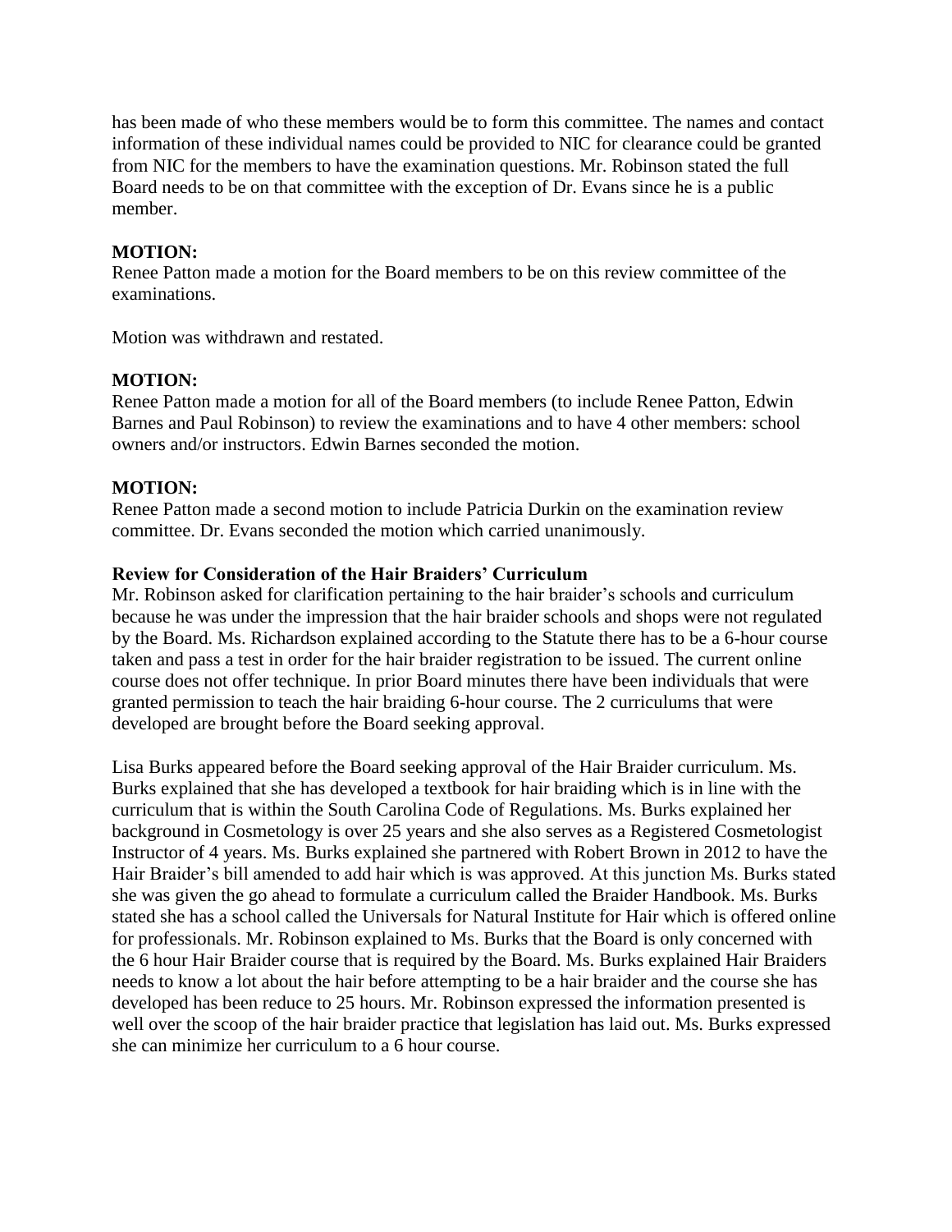has been made of who these members would be to form this committee. The names and contact information of these individual names could be provided to NIC for clearance could be granted from NIC for the members to have the examination questions. Mr. Robinson stated the full Board needs to be on that committee with the exception of Dr. Evans since he is a public member.

**MOTION:**
Renee Patton made a motion for the Board members to be on this review committee of the examinations.

Motion was withdrawn and restated.

**MOTION:**
Renee Patton made a motion for all of the Board members (to include Renee Patton, Edwin Barnes and Paul Robinson) to review the examinations and to have 4 other members: school owners and/or instructors. Edwin Barnes seconded the motion.

**MOTION:**
Renee Patton made a second motion to include Patricia Durkin on the examination review committee. Dr. Evans seconded the motion which carried unanimously.

**Review for Consideration of the Hair Braiders' Curriculum**
Mr. Robinson asked for clarification pertaining to the hair braider's schools and curriculum because he was under the impression that the hair braider schools and shops were not regulated by the Board. Ms. Richardson explained according to the Statute there has to be a 6-hour course taken and pass a test in order for the hair braider registration to be issued. The current online course does not offer technique. In prior Board minutes there have been individuals that were granted permission to teach the hair braiding 6-hour course. The 2 curriculums that were developed are brought before the Board seeking approval.

Lisa Burks appeared before the Board seeking approval of the Hair Braider curriculum. Ms. Burks explained that she has developed a textbook for hair braiding which is in line with the curriculum that is within the South Carolina Code of Regulations. Ms. Burks explained her background in Cosmetology is over 25 years and she also serves as a Registered Cosmetologist Instructor of 4 years. Ms. Burks explained she partnered with Robert Brown in 2012 to have the Hair Braider's bill amended to add hair which is was approved. At this junction Ms. Burks stated she was given the go ahead to formulate a curriculum called the Braider Handbook. Ms. Burks stated she has a school called the Universals for Natural Institute for Hair which is offered online for professionals. Mr. Robinson explained to Ms. Burks that the Board is only concerned with the 6 hour Hair Braider course that is required by the Board. Ms. Burks explained Hair Braiders needs to know a lot about the hair before attempting to be a hair braider and the course she has developed has been reduce to 25 hours. Mr. Robinson expressed the information presented is well over the scoop of the hair braider practice that legislation has laid out. Ms. Burks expressed she can minimize her curriculum to a 6 hour course.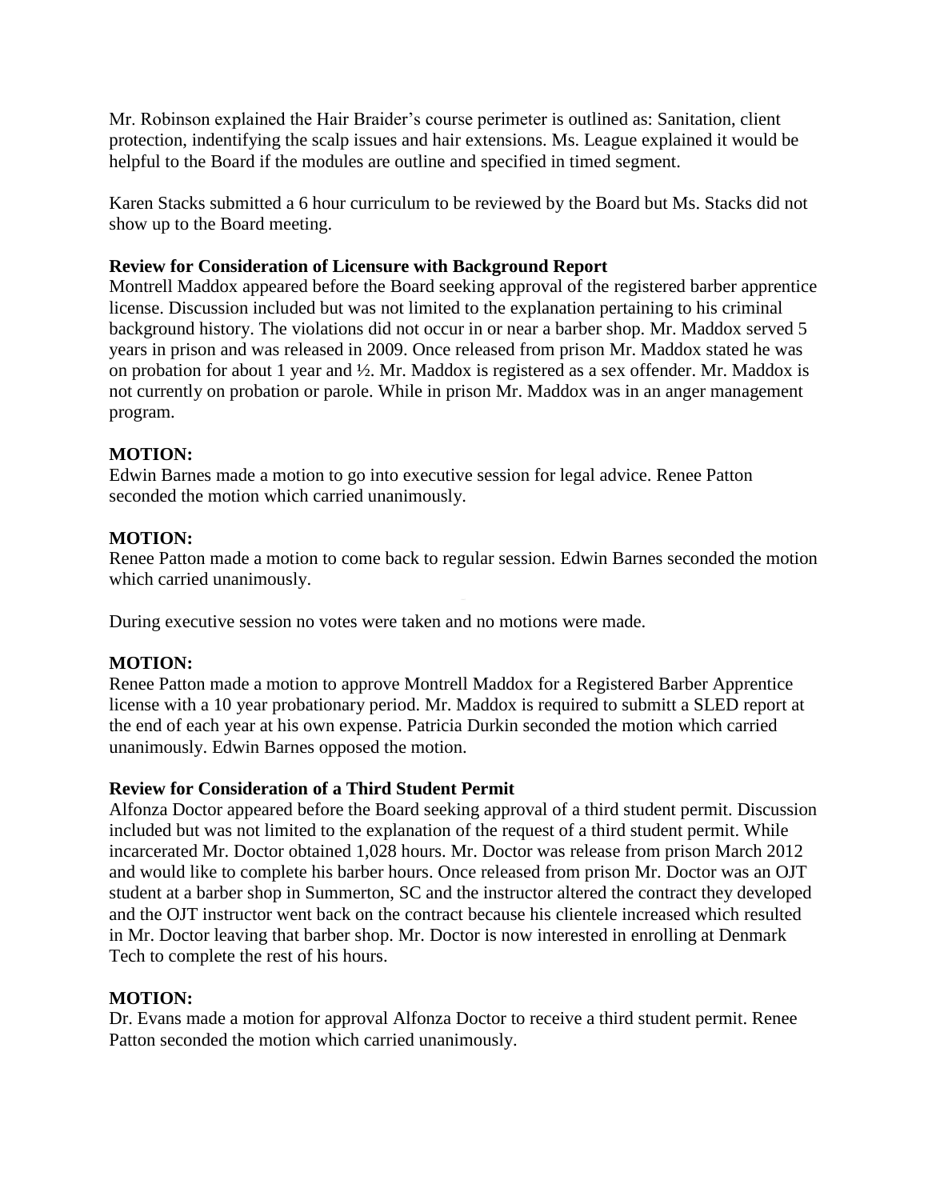Mr. Robinson explained the Hair Braider's course perimeter is outlined as: Sanitation, client protection, indentifying the scalp issues and hair extensions. Ms. League explained it would be helpful to the Board if the modules are outline and specified in timed segment.

Karen Stacks submitted a 6 hour curriculum to be reviewed by the Board but Ms. Stacks did not show up to the Board meeting.

**Review for Consideration of Licensure with Background Report**

Montrell Maddox appeared before the Board seeking approval of the registered barber apprentice license. Discussion included but was not limited to the explanation pertaining to his criminal background history. The violations did not occur in or near a barber shop. Mr. Maddox served 5 years in prison and was released in 2009. Once released from prison Mr. Maddox stated he was on probation for about 1 year and ½. Mr. Maddox is registered as a sex offender. Mr. Maddox is not currently on probation or parole. While in prison Mr. Maddox was in an anger management program.

**MOTION:**

Edwin Barnes made a motion to go into executive session for legal advice. Renee Patton seconded the motion which carried unanimously.

**MOTION:**

Renee Patton made a motion to come back to regular session. Edwin Barnes seconded the motion which carried unanimously.

During executive session no votes were taken and no motions were made.

**MOTION:**

Renee Patton made a motion to approve Montrell Maddox for a Registered Barber Apprentice license with a 10 year probationary period. Mr. Maddox is required to submitt a SLED report at the end of each year at his own expense. Patricia Durkin seconded the motion which carried unanimously. Edwin Barnes opposed the motion.

**Review for Consideration of a Third Student Permit**

Alfonza Doctor appeared before the Board seeking approval of a third student permit. Discussion included but was not limited to the explanation of the request of a third student permit. While incarcerated Mr. Doctor obtained 1,028 hours. Mr. Doctor was release from prison March 2012 and would like to complete his barber hours. Once released from prison Mr. Doctor was an OJT student at a barber shop in Summerton, SC and the instructor altered the contract they developed and the OJT instructor went back on the contract because his clientele increased which resulted in Mr. Doctor leaving that barber shop. Mr. Doctor is now interested in enrolling at Denmark Tech to complete the rest of his hours.

**MOTION:**

Dr. Evans made a motion for approval Alfonza Doctor to receive a third student permit. Renee Patton seconded the motion which carried unanimously.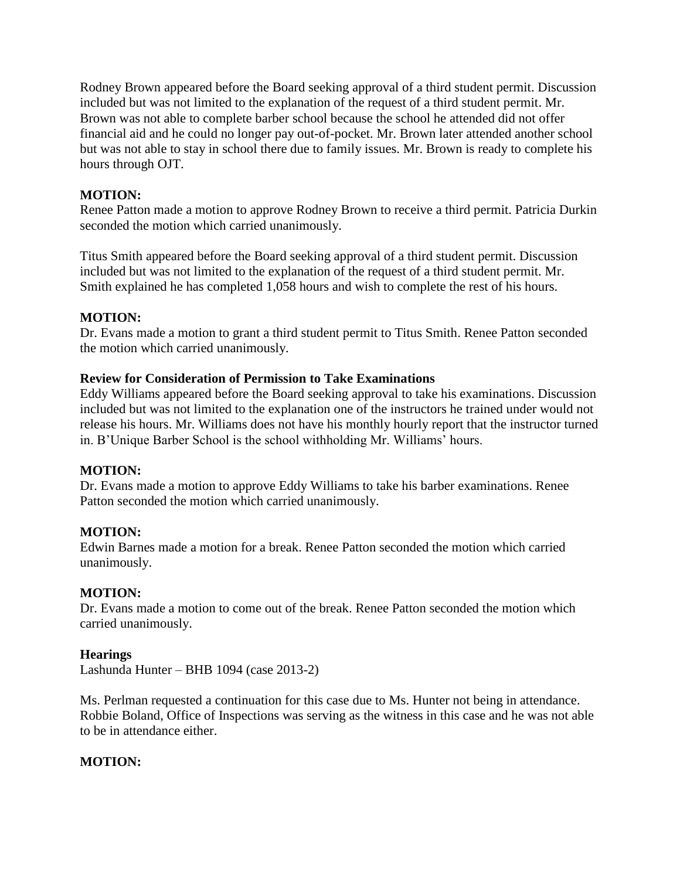Rodney Brown appeared before the Board seeking approval of a third student permit. Discussion included but was not limited to the explanation of the request of a third student permit. Mr. Brown was not able to complete barber school because the school he attended did not offer financial aid and he could no longer pay out-of-pocket. Mr. Brown later attended another school but was not able to stay in school there due to family issues. Mr. Brown is ready to complete his hours through OJT.

**MOTION:**
Renee Patton made a motion to approve Rodney Brown to receive a third permit. Patricia Durkin seconded the motion which carried unanimously.

Titus Smith appeared before the Board seeking approval of a third student permit. Discussion included but was not limited to the explanation of the request of a third student permit. Mr. Smith explained he has completed 1,058 hours and wish to complete the rest of his hours.

**MOTION:**
Dr. Evans made a motion to grant a third student permit to Titus Smith. Renee Patton seconded the motion which carried unanimously.

**Review for Consideration of Permission to Take Examinations**
Eddy Williams appeared before the Board seeking approval to take his examinations. Discussion included but was not limited to the explanation one of the instructors he trained under would not release his hours. Mr. Williams does not have his monthly hourly report that the instructor turned in. B'Unique Barber School is the school withholding Mr. Williams' hours.

**MOTION:**
Dr. Evans made a motion to approve Eddy Williams to take his barber examinations. Renee Patton seconded the motion which carried unanimously.

**MOTION:**
Edwin Barnes made a motion for a break. Renee Patton seconded the motion which carried unanimously.

**MOTION:**
Dr. Evans made a motion to come out of the break. Renee Patton seconded the motion which carried unanimously.

**Hearings**
Lashunda Hunter – BHB 1094 (case 2013-2)

Ms. Perlman requested a continuation for this case due to Ms. Hunter not being in attendance. Robbie Boland, Office of Inspections was serving as the witness in this case and he was not able to be in attendance either.

**MOTION:**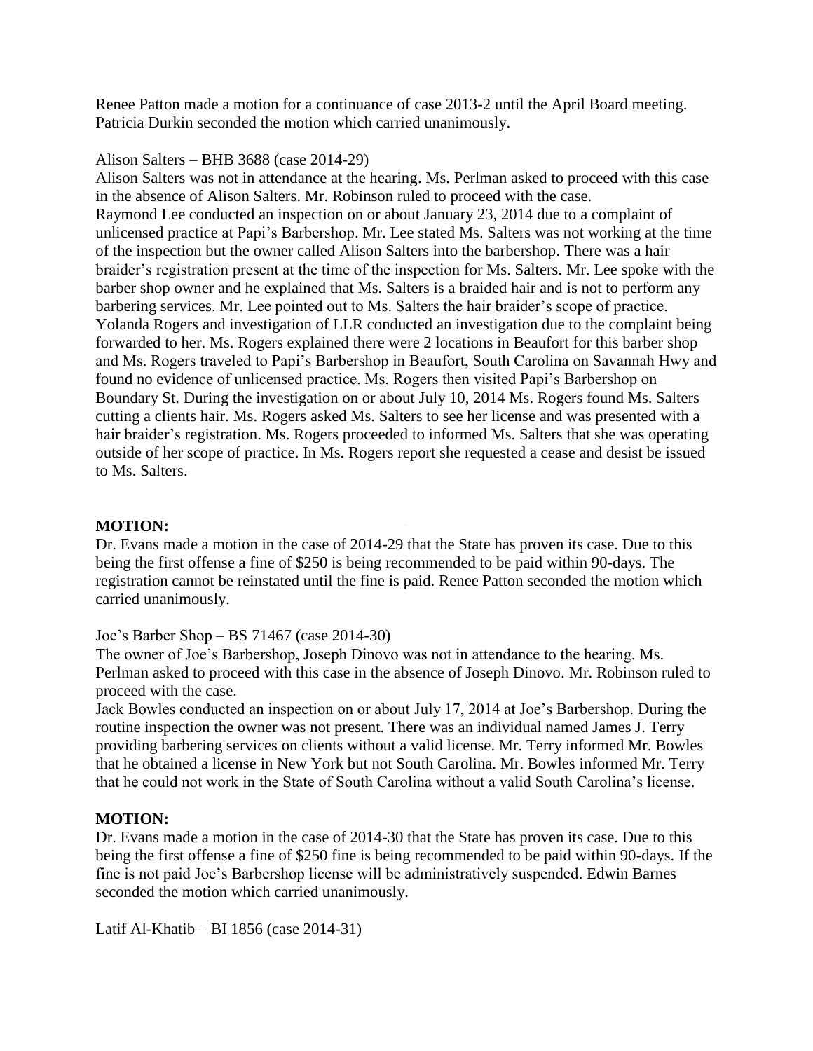Renee Patton made a motion for a continuance of case 2013-2 until the April Board meeting. Patricia Durkin seconded the motion which carried unanimously.

Alison Salters – BHB 3688 (case 2014-29)
Alison Salters was not in attendance at the hearing. Ms. Perlman asked to proceed with this case in the absence of Alison Salters. Mr. Robinson ruled to proceed with the case.
Raymond Lee conducted an inspection on or about January 23, 2014 due to a complaint of unlicensed practice at Papi's Barbershop. Mr. Lee stated Ms. Salters was not working at the time of the inspection but the owner called Alison Salters into the barbershop. There was a hair braider's registration present at the time of the inspection for Ms. Salters. Mr. Lee spoke with the barber shop owner and he explained that Ms. Salters is a braided hair and is not to perform any barbering services. Mr. Lee pointed out to Ms. Salters the hair braider's scope of practice. Yolanda Rogers and investigation of LLR conducted an investigation due to the complaint being forwarded to her. Ms. Rogers explained there were 2 locations in Beaufort for this barber shop and Ms. Rogers traveled to Papi's Barbershop in Beaufort, South Carolina on Savannah Hwy and found no evidence of unlicensed practice. Ms. Rogers then visited Papi's Barbershop on Boundary St. During the investigation on or about July 10, 2014 Ms. Rogers found Ms. Salters cutting a clients hair. Ms. Rogers asked Ms. Salters to see her license and was presented with a hair braider's registration. Ms. Rogers proceeded to informed Ms. Salters that she was operating outside of her scope of practice. In Ms. Rogers report she requested a cease and desist be issued to Ms. Salters.

**MOTION:**
Dr. Evans made a motion in the case of 2014-29 that the State has proven its case. Due to this being the first offense a fine of $250 is being recommended to be paid within 90-days. The registration cannot be reinstated until the fine is paid. Renee Patton seconded the motion which carried unanimously.

Joe's Barber Shop – BS 71467 (case 2014-30)
The owner of Joe's Barbershop, Joseph Dinovo was not in attendance to the hearing. Ms. Perlman asked to proceed with this case in the absence of Joseph Dinovo. Mr. Robinson ruled to proceed with the case.
Jack Bowles conducted an inspection on or about July 17, 2014 at Joe's Barbershop. During the routine inspection the owner was not present. There was an individual named James J. Terry providing barbering services on clients without a valid license. Mr. Terry informed Mr. Bowles that he obtained a license in New York but not South Carolina. Mr. Bowles informed Mr. Terry that he could not work in the State of South Carolina without a valid South Carolina's license.

**MOTION:**
Dr. Evans made a motion in the case of 2014-30 that the State has proven its case. Due to this being the first offense a fine of $250 fine is being recommended to be paid within 90-days. If the fine is not paid Joe's Barbershop license will be administratively suspended. Edwin Barnes seconded the motion which carried unanimously.

Latif Al-Khatib – BI 1856 (case 2014-31)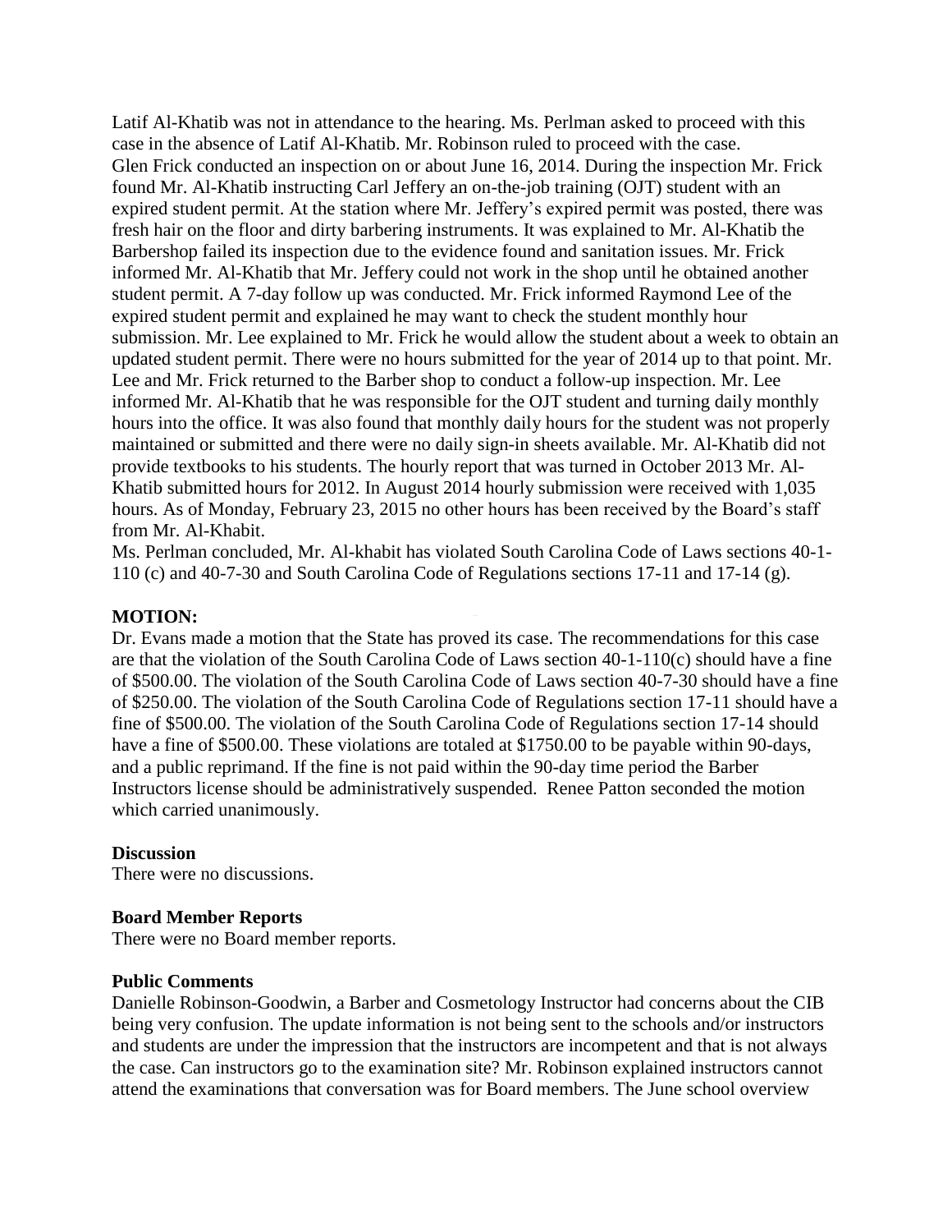Latif Al-Khatib was not in attendance to the hearing. Ms. Perlman asked to proceed with this case in the absence of Latif Al-Khatib. Mr. Robinson ruled to proceed with the case. Glen Frick conducted an inspection on or about June 16, 2014. During the inspection Mr. Frick found Mr. Al-Khatib instructing Carl Jeffery an on-the-job training (OJT) student with an expired student permit. At the station where Mr. Jeffery's expired permit was posted, there was fresh hair on the floor and dirty barbering instruments. It was explained to Mr. Al-Khatib the Barbershop failed its inspection due to the evidence found and sanitation issues. Mr. Frick informed Mr. Al-Khatib that Mr. Jeffery could not work in the shop until he obtained another student permit. A 7-day follow up was conducted. Mr. Frick informed Raymond Lee of the expired student permit and explained he may want to check the student monthly hour submission. Mr. Lee explained to Mr. Frick he would allow the student about a week to obtain an updated student permit. There were no hours submitted for the year of 2014 up to that point. Mr. Lee and Mr. Frick returned to the Barber shop to conduct a follow-up inspection. Mr. Lee informed Mr. Al-Khatib that he was responsible for the OJT student and turning daily monthly hours into the office. It was also found that monthly daily hours for the student was not properly maintained or submitted and there were no daily sign-in sheets available. Mr. Al-Khatib did not provide textbooks to his students. The hourly report that was turned in October 2013 Mr. Al-Khatib submitted hours for 2012. In August 2014 hourly submission were received with 1,035 hours. As of Monday, February 23, 2015 no other hours has been received by the Board's staff from Mr. Al-Khabit.

Ms. Perlman concluded, Mr. Al-khabit has violated South Carolina Code of Laws sections 40-1-110 (c) and 40-7-30 and South Carolina Code of Regulations sections 17-11 and 17-14 (g).

**MOTION:**

Dr. Evans made a motion that the State has proved its case. The recommendations for this case are that the violation of the South Carolina Code of Laws section 40-1-110(c) should have a fine of $500.00. The violation of the South Carolina Code of Laws section 40-7-30 should have a fine of $250.00. The violation of the South Carolina Code of Regulations section 17-11 should have a fine of $500.00. The violation of the South Carolina Code of Regulations section 17-14 should have a fine of $500.00. These violations are totaled at $1750.00 to be payable within 90-days, and a public reprimand. If the fine is not paid within the 90-day time period the Barber Instructors license should be administratively suspended. Renee Patton seconded the motion which carried unanimously.

**Discussion**

There were no discussions.

**Board Member Reports**

There were no Board member reports.

**Public Comments**

Danielle Robinson-Goodwin, a Barber and Cosmetology Instructor had concerns about the CIB being very confusion. The update information is not being sent to the schools and/or instructors and students are under the impression that the instructors are incompetent and that is not always the case. Can instructors go to the examination site? Mr. Robinson explained instructors cannot attend the examinations that conversation was for Board members. The June school overview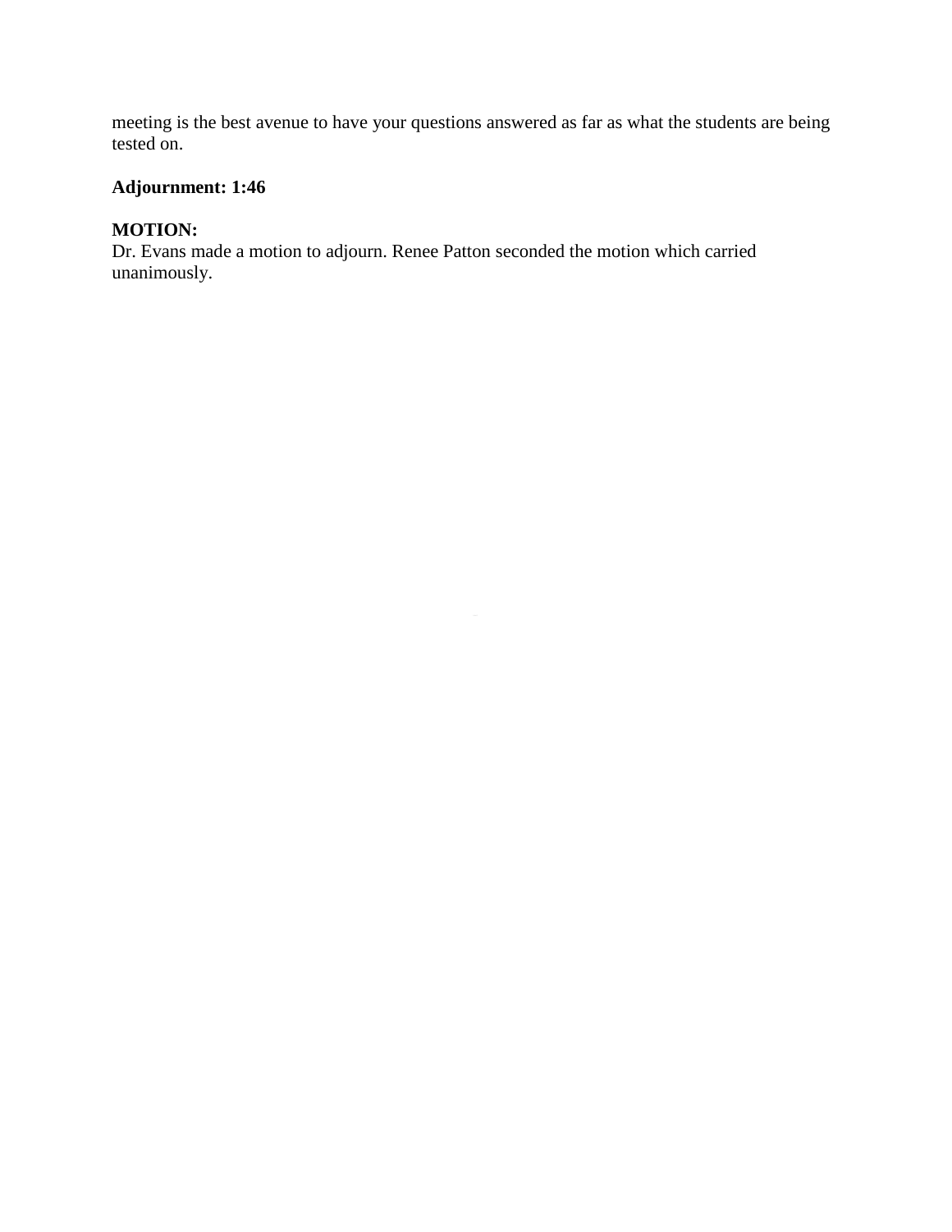meeting is the best avenue to have your questions answered as far as what the students are being tested on.

**Adjournment: 1:46**

**MOTION:**
Dr. Evans made a motion to adjourn. Renee Patton seconded the motion which carried unanimously.